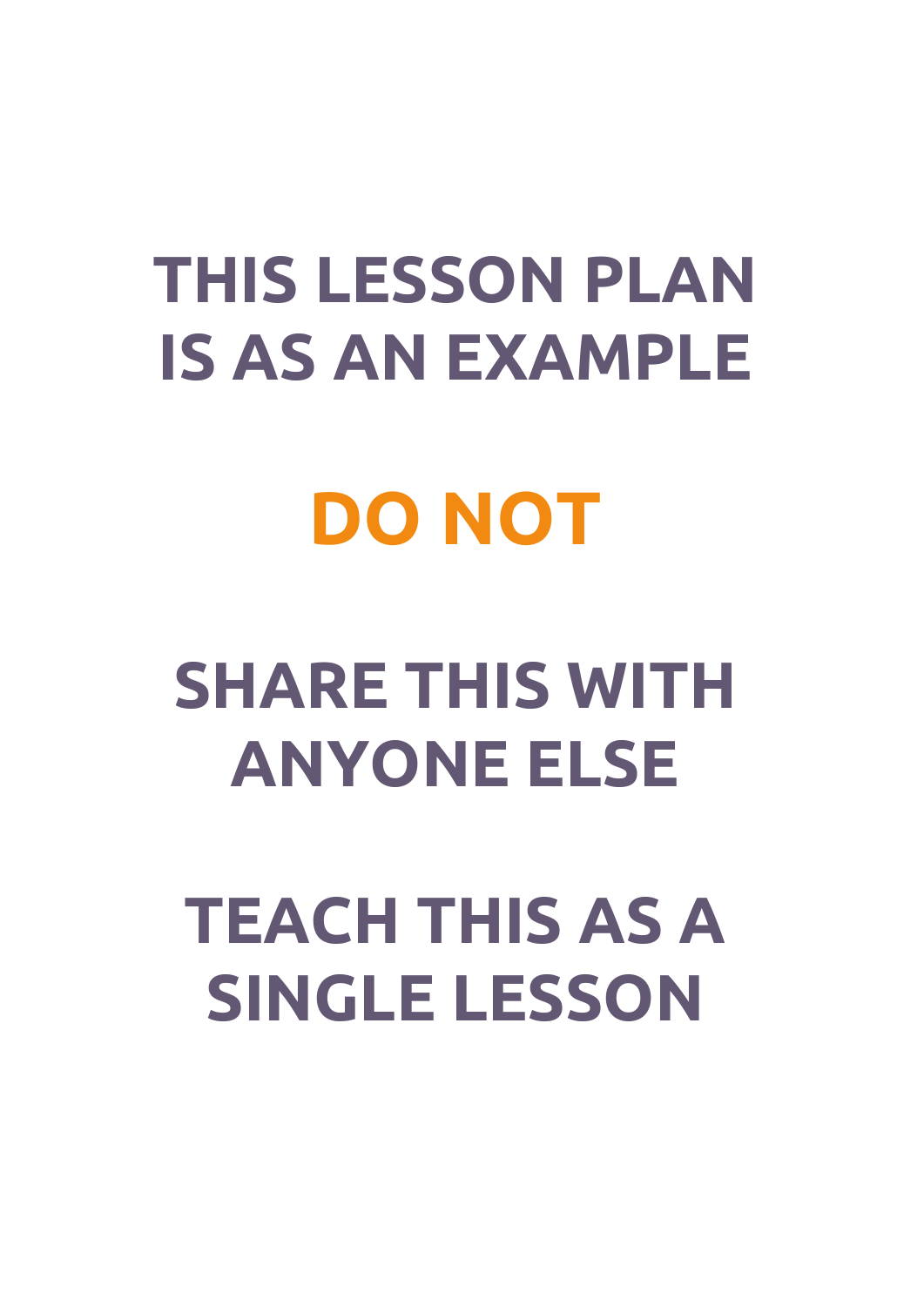# THIS LESSON PLAN IS AS AN EXAMPLE

# DO NOT

# SHARE THIS WITH ANYONE ELSE

# TEACH THIS AS A SINGLE LESSON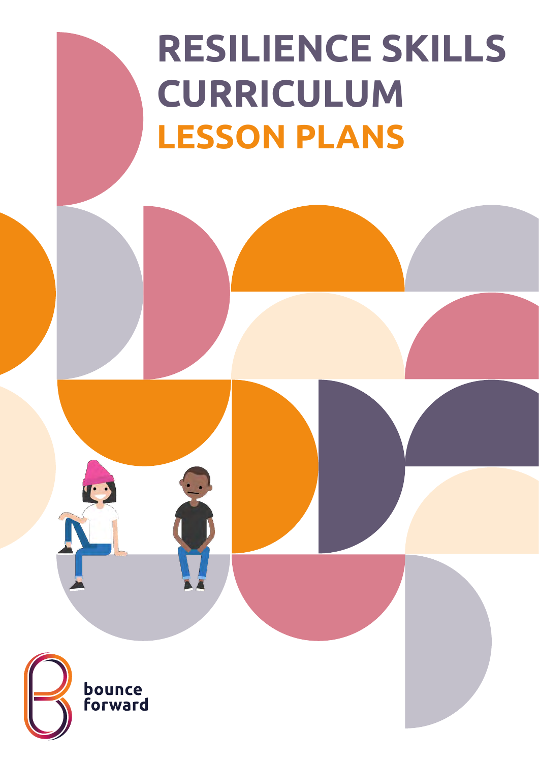# RESILIENCE SKILLS CURRICULUM
# LESSON PLANS

bounce forward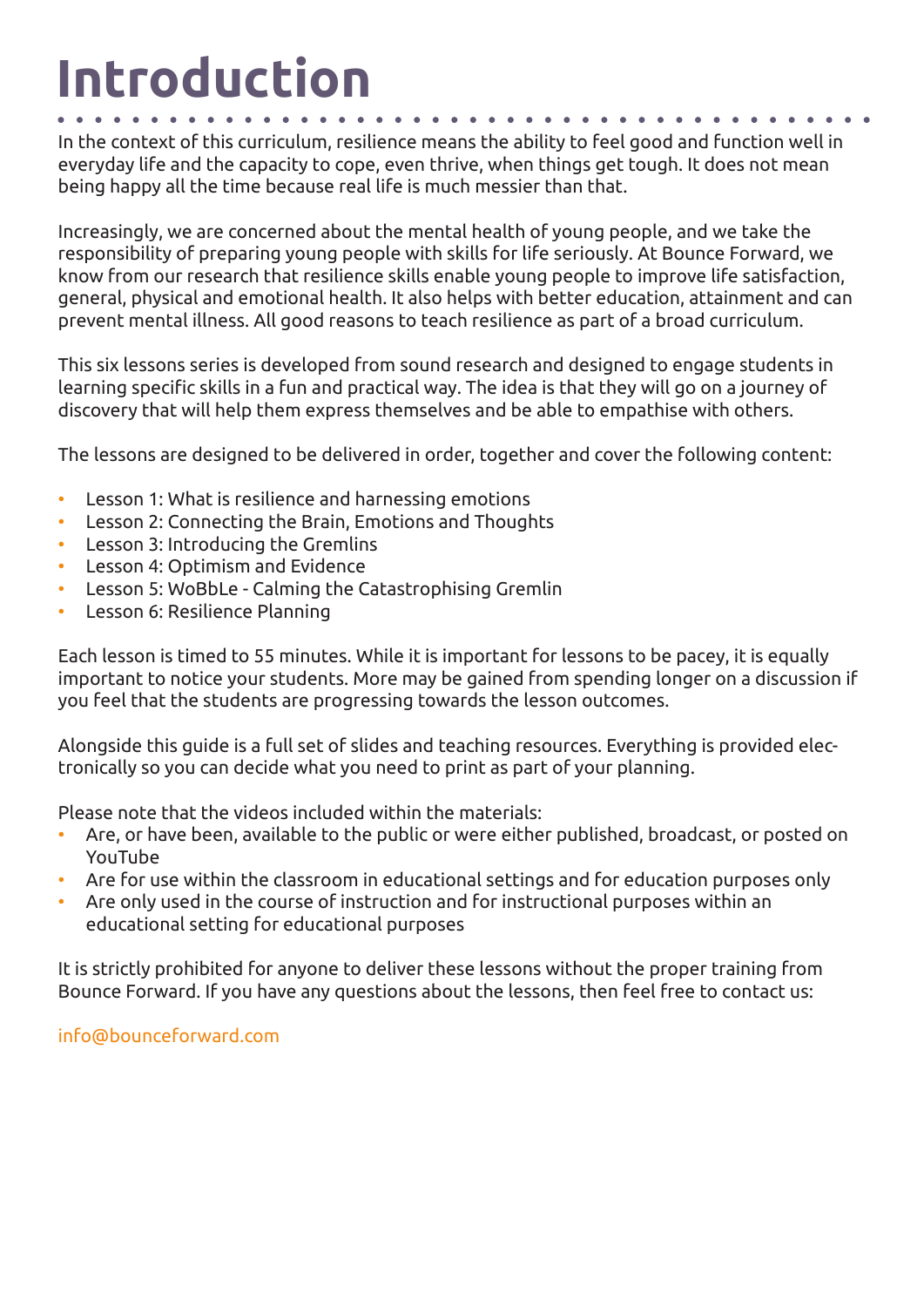# Introduction

In the context of this curriculum, resilience means the ability to feel good and function well in everyday life and the capacity to cope, even thrive, when things get tough. It does not mean being happy all the time because real life is much messier than that.

Increasingly, we are concerned about the mental health of young people, and we take the responsibility of preparing young people with skills for life seriously. At Bounce Forward, we know from our research that resilience skills enable young people to improve life satisfaction, general, physical and emotional health. It also helps with better education, attainment and can prevent mental illness. All good reasons to teach resilience as part of a broad curriculum.

This six lessons series is developed from sound research and designed to engage students in learning specific skills in a fun and practical way. The idea is that they will go on a journey of discovery that will help them express themselves and be able to empathise with others.

The lessons are designed to be delivered in order, together and cover the following content:

- Lesson 1: What is resilience and harnessing emotions
- Lesson 2: Connecting the Brain, Emotions and Thoughts
- Lesson 3: Introducing the Gremlins
- Lesson 4: Optimism and Evidence
- Lesson 5: WoBbLe - Calming the Catastrophising Gremlin
- Lesson 6: Resilience Planning

Each lesson is timed to 55 minutes. While it is important for lessons to be pacey, it is equally important to notice your students. More may be gained from spending longer on a discussion if you feel that the students are progressing towards the lesson outcomes.

Alongside this guide is a full set of slides and teaching resources. Everything is provided electronically so you can decide what you need to print as part of your planning.

Please note that the videos included within the materials:

- Are, or have been, available to the public or were either published, broadcast, or posted on YouTube
- Are for use within the classroom in educational settings and for education purposes only
- Are only used in the course of instruction and for instructional purposes within an educational setting for educational purposes

It is strictly prohibited for anyone to deliver these lessons without the proper training from Bounce Forward. If you have any questions about the lessons, then feel free to contact us:

info@bounceforward.com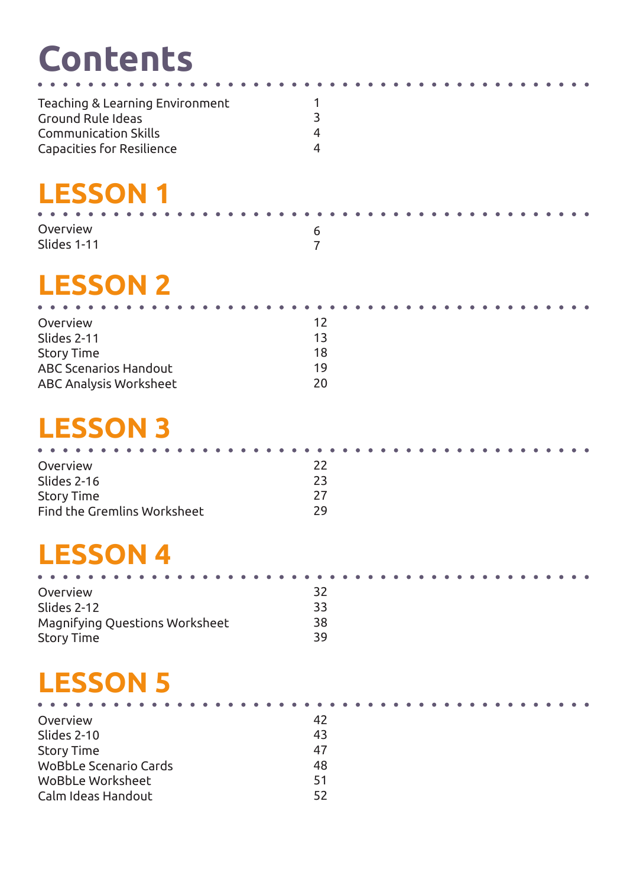# Contents

| | |
|---|---|
| Teaching & Learning Environment | 1 |
| Ground Rule Ideas | 3 |
| Communication Skills | 4 |
| Capacities for Resilience | 4 |

## LESSON 1

| | |
|---|---|
| Overview | 6 |
| Slides 1-11 | 7 |

## LESSON 2

| | |
|---|---|
| Overview | 12 |
| Slides 2-11 | 13 |
| Story Time | 18 |
| ABC Scenarios Handout | 19 |
| ABC Analysis Worksheet | 20 |

## LESSON 3

| | |
|---|---|
| Overview | 22 |
| Slides 2-16 | 23 |
| Story Time | 27 |
| Find the Gremlins Worksheet | 29 |

## LESSON 4

| | |
|---|---|
| Overview | 32 |
| Slides 2-12 | 33 |
| Magnifying Questions Worksheet | 38 |
| Story Time | 39 |

## LESSON 5

| | |
|---|---|
| Overview | 42 |
| Slides 2-10 | 43 |
| Story Time | 47 |
| WoBbLe Scenario Cards | 48 |
| WoBbLe Worksheet | 51 |
| Calm Ideas Handout | 52 |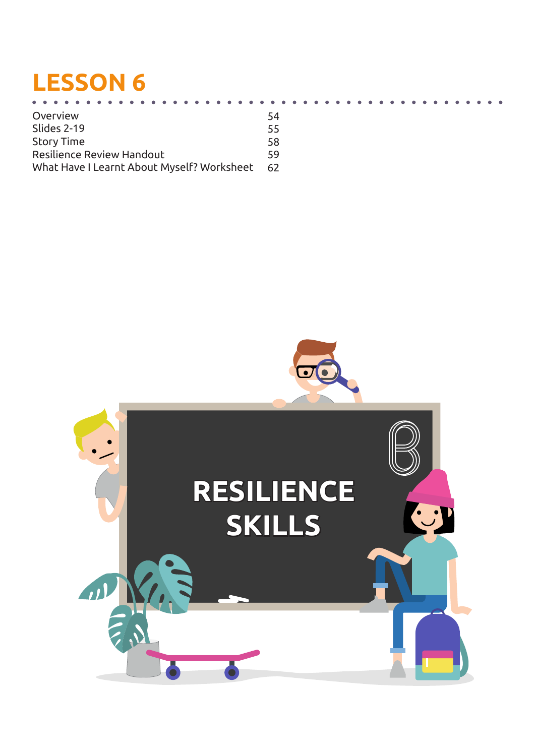# LESSON 6

| | |
|---|---|
| Overview | 54 |
| Slides 2-19 | 55 |
| Story Time | 58 |
| Resilience Review Handout | 59 |
| What Have I Learnt About Myself? Worksheet | 62 |

RESILIENCE SKILLS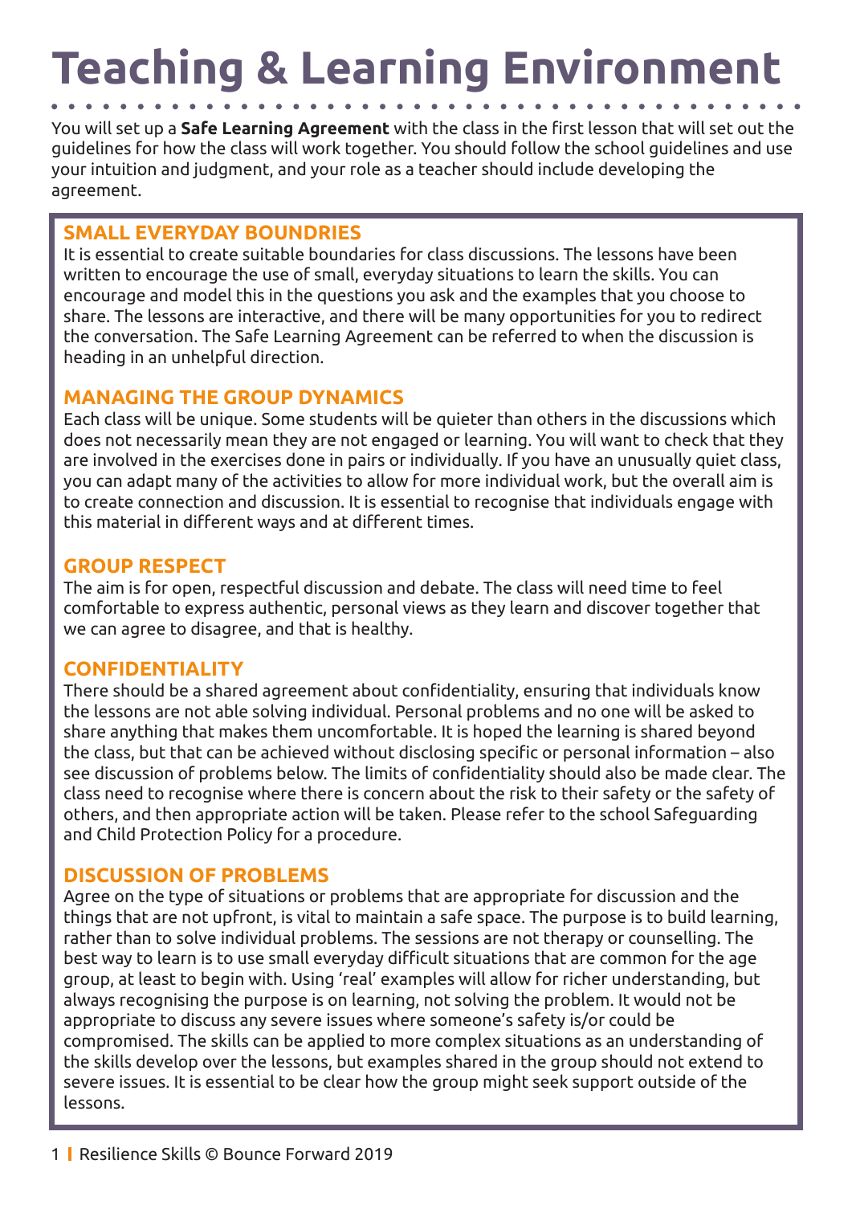# Teaching & Learning Environment

You will set up a **Safe Learning Agreement** with the class in the first lesson that will set out the guidelines for how the class will work together. You should follow the school guidelines and use your intuition and judgment, and your role as a teacher should include developing the agreement.

## SMALL EVERYDAY BOUNDRIES

It is essential to create suitable boundaries for class discussions. The lessons have been written to encourage the use of small, everyday situations to learn the skills. You can encourage and model this in the questions you ask and the examples that you choose to share. The lessons are interactive, and there will be many opportunities for you to redirect the conversation. The Safe Learning Agreement can be referred to when the discussion is heading in an unhelpful direction.

## MANAGING THE GROUP DYNAMICS

Each class will be unique. Some students will be quieter than others in the discussions which does not necessarily mean they are not engaged or learning. You will want to check that they are involved in the exercises done in pairs or individually. If you have an unusually quiet class, you can adapt many of the activities to allow for more individual work, but the overall aim is to create connection and discussion. It is essential to recognise that individuals engage with this material in different ways and at different times.

## GROUP RESPECT

The aim is for open, respectful discussion and debate. The class will need time to feel comfortable to express authentic, personal views as they learn and discover together that we can agree to disagree, and that is healthy.

## CONFIDENTIALITY

There should be a shared agreement about confidentiality, ensuring that individuals know the lessons are not able solving individual. Personal problems and no one will be asked to share anything that makes them uncomfortable. It is hoped the learning is shared beyond the class, but that can be achieved without disclosing specific or personal information – also see discussion of problems below. The limits of confidentiality should also be made clear. The class need to recognise where there is concern about the risk to their safety or the safety of others, and then appropriate action will be taken. Please refer to the school Safeguarding and Child Protection Policy for a procedure.

## DISCUSSION OF PROBLEMS

Agree on the type of situations or problems that are appropriate for discussion and the things that are not upfront, is vital to maintain a safe space. The purpose is to build learning, rather than to solve individual problems. The sessions are not therapy or counselling. The best way to learn is to use small everyday difficult situations that are common for the age group, at least to begin with. Using 'real' examples will allow for richer understanding, but always recognising the purpose is on learning, not solving the problem. It would not be appropriate to discuss any severe issues where someone's safety is/or could be compromised. The skills can be applied to more complex situations as an understanding of the skills develop over the lessons, but examples shared in the group should not extend to severe issues. It is essential to be clear how the group might seek support outside of the lessons.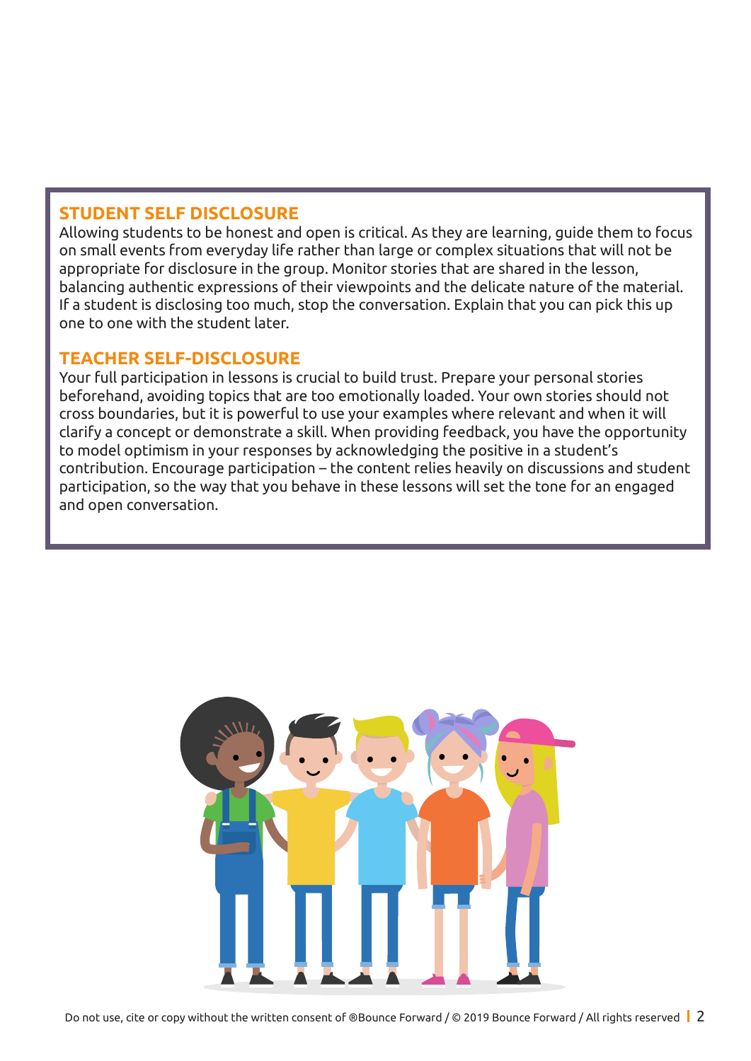## STUDENT SELF DISCLOSURE

Allowing students to be honest and open is critical. As they are learning, guide them to focus on small events from everyday life rather than large or complex situations that will not be appropriate for disclosure in the group. Monitor stories that are shared in the lesson, balancing authentic expressions of their viewpoints and the delicate nature of the material. If a student is disclosing too much, stop the conversation. Explain that you can pick this up one to one with the student later.

## TEACHER SELF-DISCLOSURE

Your full participation in lessons is crucial to build trust. Prepare your personal stories beforehand, avoiding topics that are too emotionally loaded. Your own stories should not cross boundaries, but it is powerful to use your examples where relevant and when it will clarify a concept or demonstrate a skill. When providing feedback, you have the opportunity to model optimism in your responses by acknowledging the positive in a student's contribution. Encourage participation – the content relies heavily on discussions and student participation, so the way that you behave in these lessons will set the tone for an engaged and open conversation.

Do not use, cite or copy without the written consent of ®Bounce Forward / © 2019 Bounce Forward / All rights reserved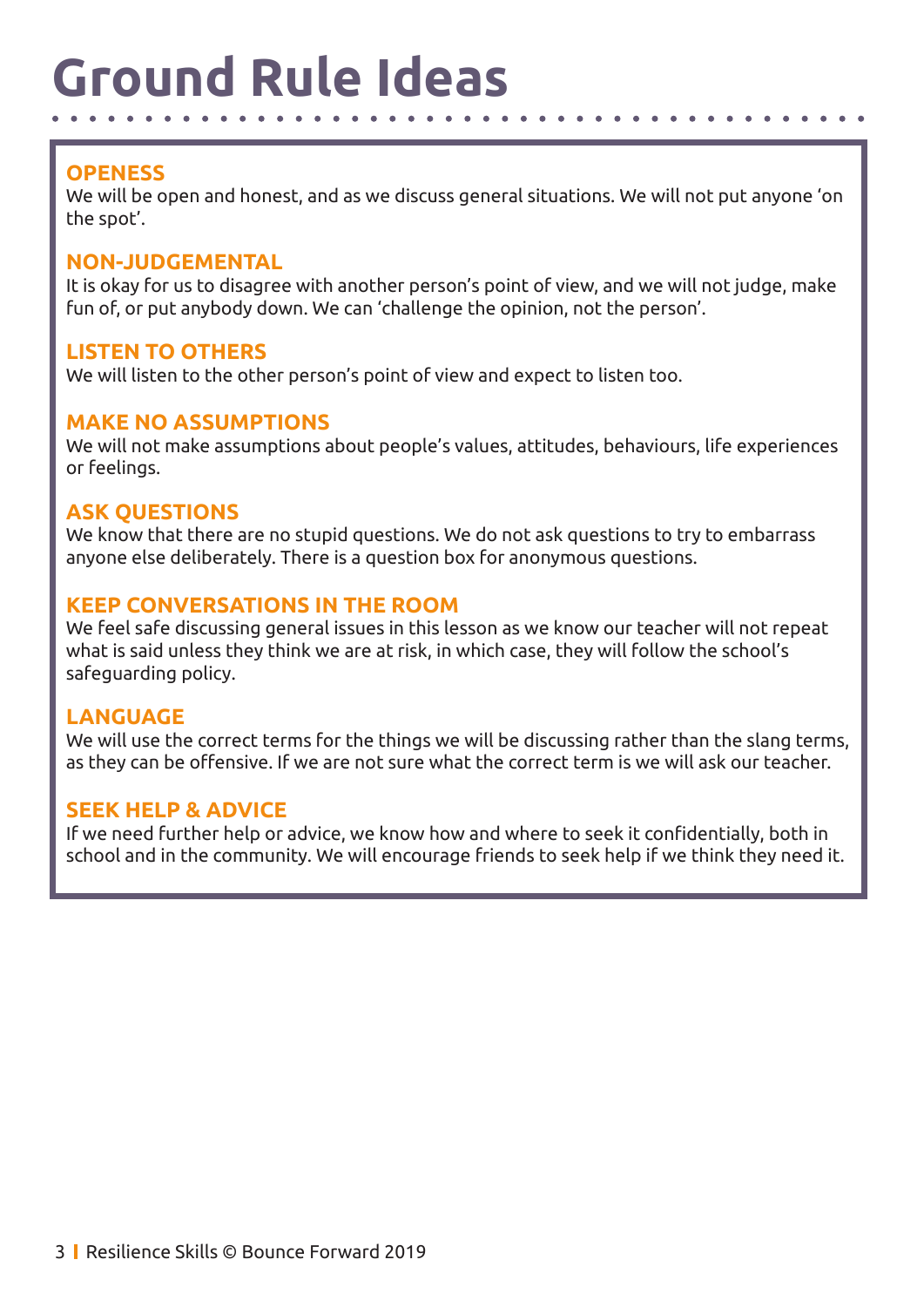# Ground Rule Ideas

### OPENESS

We will be open and honest, and as we discuss general situations. We will not put anyone 'on the spot'.

### NON-JUDGEMENTAL

It is okay for us to disagree with another person's point of view, and we will not judge, make fun of, or put anybody down. We can 'challenge the opinion, not the person'.

### LISTEN TO OTHERS

We will listen to the other person's point of view and expect to listen too.

### MAKE NO ASSUMPTIONS

We will not make assumptions about people's values, attitudes, behaviours, life experiences or feelings.

### ASK QUESTIONS

We know that there are no stupid questions. We do not ask questions to try to embarrass anyone else deliberately. There is a question box for anonymous questions.

### KEEP CONVERSATIONS IN THE ROOM

We feel safe discussing general issues in this lesson as we know our teacher will not repeat what is said unless they think we are at risk, in which case, they will follow the school's safeguarding policy.

### LANGUAGE

We will use the correct terms for the things we will be discussing rather than the slang terms, as they can be offensive. If we are not sure what the correct term is we will ask our teacher.

### SEEK HELP & ADVICE

If we need further help or advice, we know how and where to seek it confidentially, both in school and in the community. We will encourage friends to seek help if we think they need it.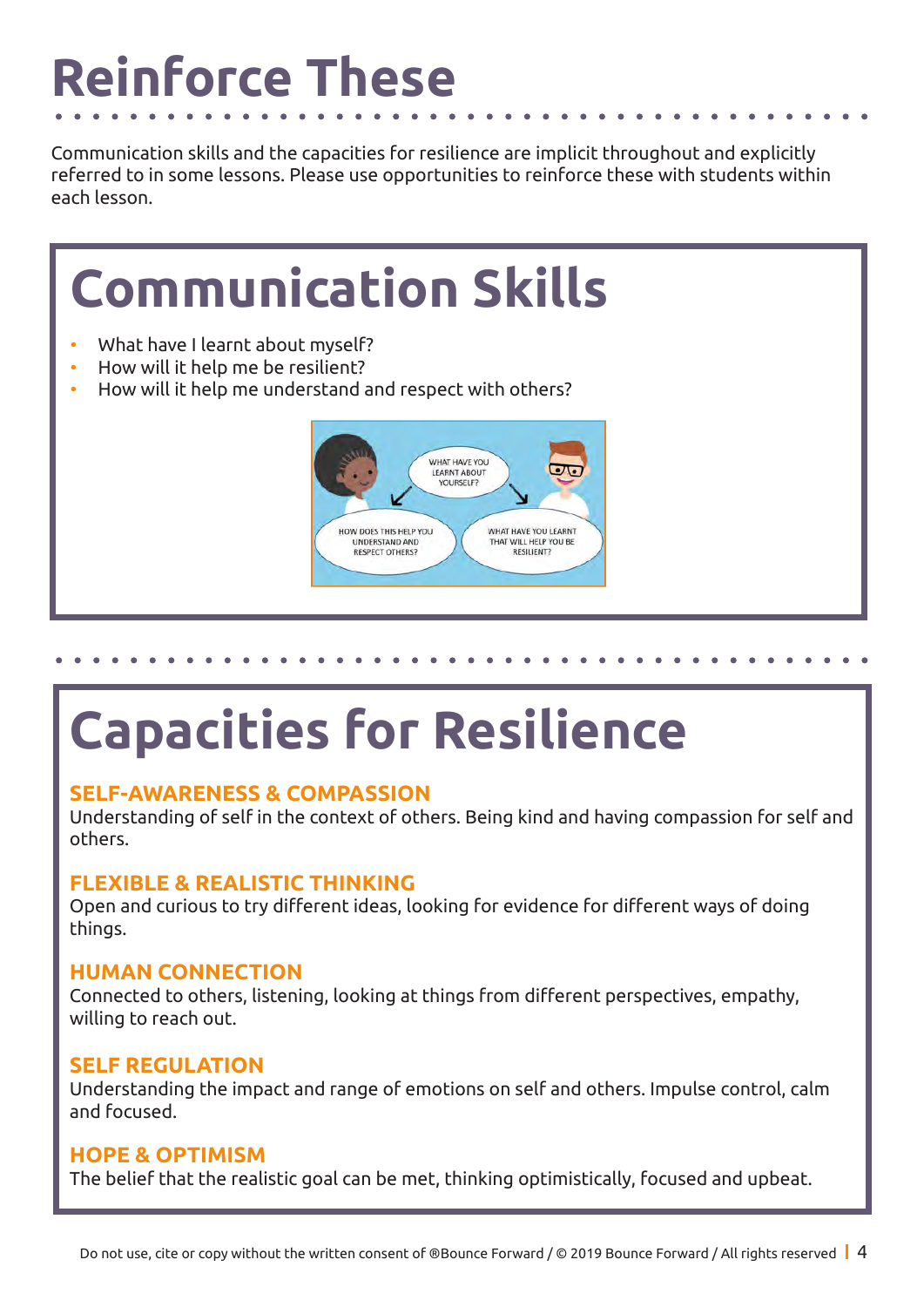# Reinforce These

Communication skills and the capacities for resilience are implicit throughout and explicitly referred to in some lessons. Please use opportunities to reinforce these with students within each lesson.

## Communication Skills

- What have I learnt about myself?
- How will it help me be resilient?
- How will it help me understand and respect with others?

## Capacities for Resilience

### SELF-AWARENESS & COMPASSION

Understanding of self in the context of others. Being kind and having compassion for self and others.

### FLEXIBLE & REALISTIC THINKING

Open and curious to try different ideas, looking for evidence for different ways of doing things.

### HUMAN CONNECTION

Connected to others, listening, looking at things from different perspectives, empathy, willing to reach out.

### SELF REGULATION

Understanding the impact and range of emotions on self and others. Impulse control, calm and focused.

### HOPE & OPTIMISM

The belief that the realistic goal can be met, thinking optimistically, focused and upbeat.

Do not use, cite or copy without the written consent of ®Bounce Forward / © 2019 Bounce Forward / All rights reserved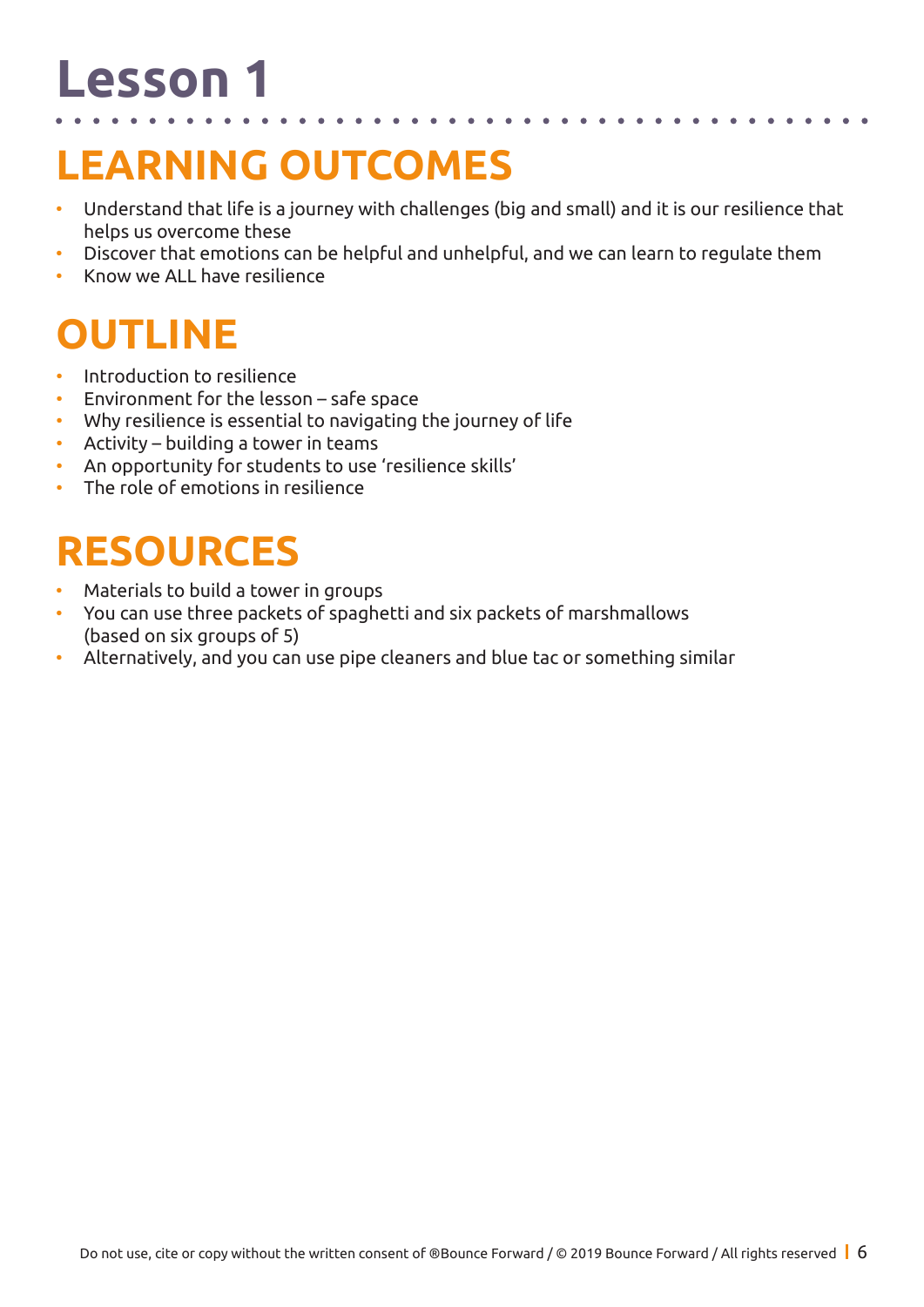# Lesson 1

## LEARNING OUTCOMES

- Understand that life is a journey with challenges (big and small) and it is our resilience that helps us overcome these
- Discover that emotions can be helpful and unhelpful, and we can learn to regulate them
- Know we ALL have resilience

## OUTLINE

- Introduction to resilience
- Environment for the lesson – safe space
- Why resilience is essential to navigating the journey of life
- Activity – building a tower in teams
- An opportunity for students to use 'resilience skills'
- The role of emotions in resilience

## RESOURCES

- Materials to build a tower in groups
- You can use three packets of spaghetti and six packets of marshmallows (based on six groups of 5)
- Alternatively, and you can use pipe cleaners and blue tac or something similar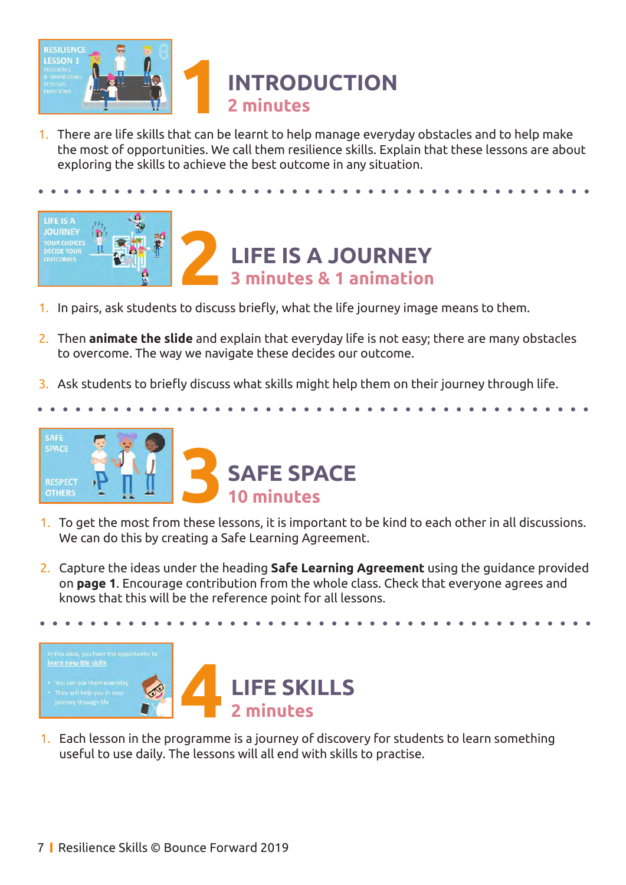## 1 INTRODUCTION
### 2 minutes

1. There are life skills that can be learnt to help manage everyday obstacles and to help make the most of opportunities. We call them resilience skills. Explain that these lessons are about exploring the skills to achieve the best outcome in any situation.

## 2 LIFE IS A JOURNEY
### 3 minutes & 1 animation

1. In pairs, ask students to discuss briefly, what the life journey image means to them.
2. Then **animate the slide** and explain that everyday life is not easy; there are many obstacles to overcome. The way we navigate these decides our outcome.
3. Ask students to briefly discuss what skills might help them on their journey through life.

## 3 SAFE SPACE
### 10 minutes

1. To get the most from these lessons, it is important to be kind to each other in all discussions. We can do this by creating a Safe Learning Agreement.
2. Capture the ideas under the heading **Safe Learning Agreement** using the guidance provided on **page 1**. Encourage contribution from the whole class. Check that everyone agrees and knows that this will be the reference point for all lessons.

## 4 LIFE SKILLS
### 2 minutes

1. Each lesson in the programme is a journey of discovery for students to learn something useful to use daily. The lessons will all end with skills to practise.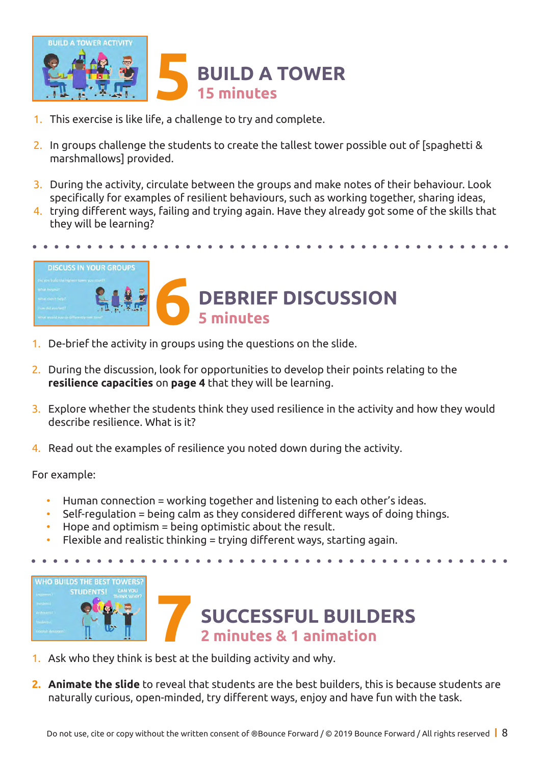## 5 BUILD A TOWER
### 15 minutes

1. This exercise is like life, a challenge to try and complete.
2. In groups challenge the students to create the tallest tower possible out of [spaghetti & marshmallows] provided.
3. During the activity, circulate between the groups and make notes of their behaviour. Look specifically for examples of resilient behaviours, such as working together, sharing ideas,
4. trying different ways, failing and trying again. Have they already got some of the skills that they will be learning?

## 6 DEBRIEF DISCUSSION
### 5 minutes

1. De-brief the activity in groups using the questions on the slide.
2. During the discussion, look for opportunities to develop their points relating to the **resilience capacities** on **page 4** that they will be learning.
3. Explore whether the students think they used resilience in the activity and how they would describe resilience. What is it?
4. Read out the examples of resilience you noted down during the activity.

For example:

- Human connection = working together and listening to each other's ideas.
- Self-regulation = being calm as they considered different ways of doing things.
- Hope and optimism = being optimistic about the result.
- Flexible and realistic thinking = trying different ways, starting again.

## 7 SUCCESSFUL BUILDERS
### 2 minutes & 1 animation

1. Ask who they think is best at the building activity and why.
2. **Animate the slide** to reveal that students are the best builders, this is because students are naturally curious, open-minded, try different ways, enjoy and have fun with the task.

Do not use, cite or copy without the written consent of ®Bounce Forward / © 2019 Bounce Forward / All rights reserved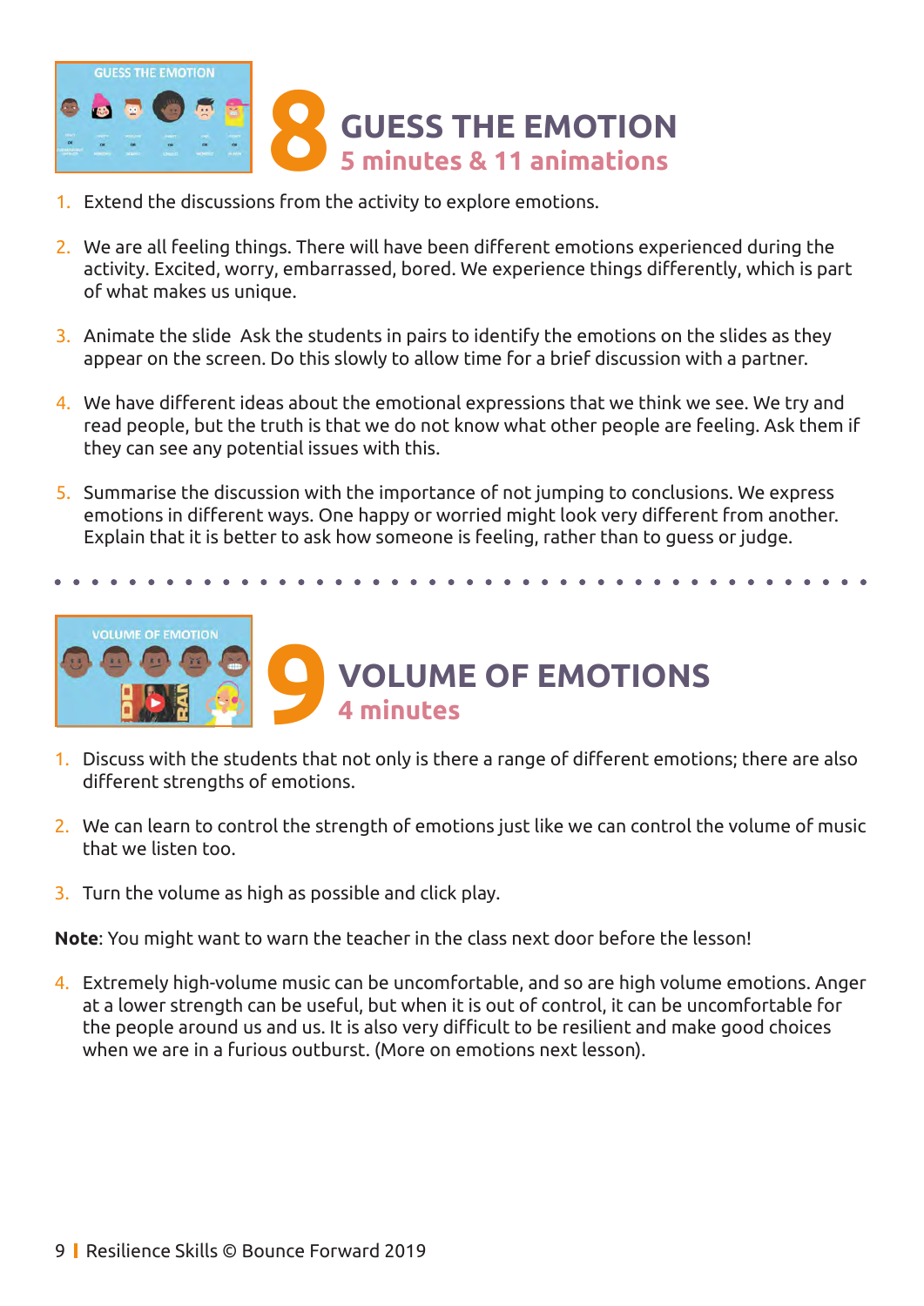## 8 GUESS THE EMOTION

### 5 minutes & 11 animations

1. Extend the discussions from the activity to explore emotions.
2. We are all feeling things. There will have been different emotions experienced during the activity. Excited, worry, embarrassed, bored. We experience things differently, which is part of what makes us unique.
3. Animate the slide Ask the students in pairs to identify the emotions on the slides as they appear on the screen. Do this slowly to allow time for a brief discussion with a partner.
4. We have different ideas about the emotional expressions that we think we see. We try and read people, but the truth is that we do not know what other people are feeling. Ask them if they can see any potential issues with this.
5. Summarise the discussion with the importance of not jumping to conclusions. We express emotions in different ways. One happy or worried might look very different from another. Explain that it is better to ask how someone is feeling, rather than to guess or judge.

## 9 VOLUME OF EMOTIONS

### 4 minutes

1. Discuss with the students that not only is there a range of different emotions; there are also different strengths of emotions.
2. We can learn to control the strength of emotions just like we can control the volume of music that we listen too.
3. Turn the volume as high as possible and click play.

**Note**: You might want to warn the teacher in the class next door before the lesson!

4. Extremely high-volume music can be uncomfortable, and so are high volume emotions. Anger at a lower strength can be useful, but when it is out of control, it can be uncomfortable for the people around us and us. It is also very difficult to be resilient and make good choices when we are in a furious outburst. (More on emotions next lesson).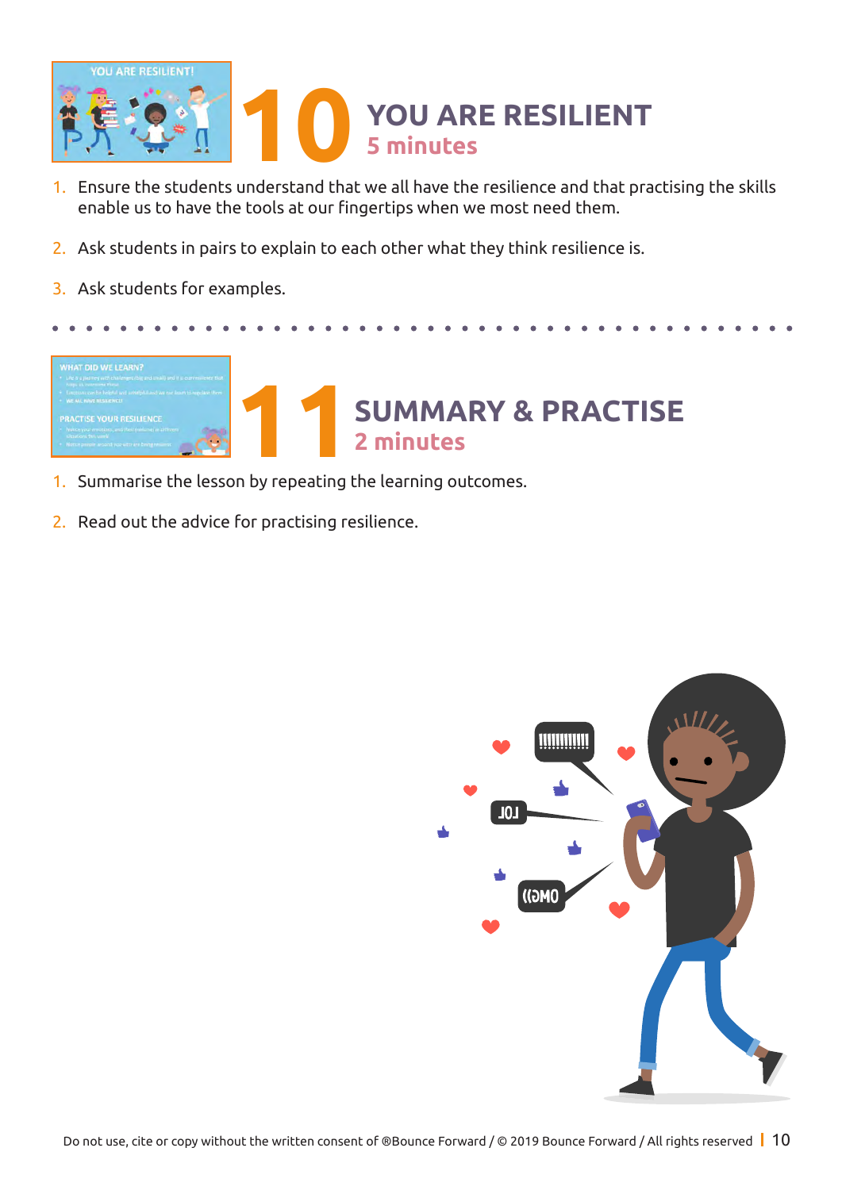## 10 YOU ARE RESILIENT

**5 minutes**

1. Ensure the students understand that we all have the resilience and that practising the skills enable us to have the tools at our fingertips when we most need them.
2. Ask students in pairs to explain to each other what they think resilience is.
3. Ask students for examples.

## 11 SUMMARY & PRACTISE

**2 minutes**

1. Summarise the lesson by repeating the learning outcomes.
2. Read out the advice for practising resilience.

Do not use, cite or copy without the written consent of ®Bounce Forward / © 2019 Bounce Forward / All rights reserved